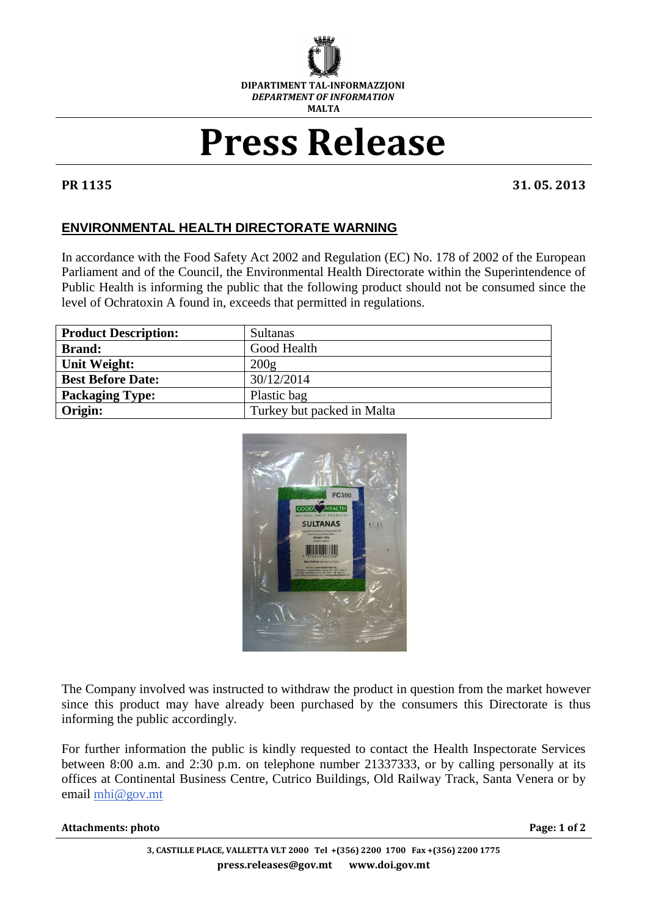DIPARTIMENT TAL-INFORMAZZJONI
*DEPARTMENT OF INFORMATION*
MALTA

# Press Release

**PR 1135** **31. 05. 2013**

## ENVIRONMENTAL HEALTH DIRECTORATE WARNING

In accordance with the Food Safety Act 2002 and Regulation (EC) No. 178 of 2002 of the European Parliament and of the Council, the Environmental Health Directorate within the Superintendence of Public Health is informing the public that the following product should not be consumed since the level of Ochratoxin A found in, exceeds that permitted in regulations.

| | |
|---|---|
| **Product Description:** | Sultanas |
| **Brand:** | Good Health |
| **Unit Weight:** | 200g |
| **Best Before Date:** | 30/12/2014 |
| **Packaging Type:** | Plastic bag |
| **Origin:** | Turkey but packed in Malta |

The Company involved was instructed to withdraw the product in question from the market however since this product may have already been purchased by the consumers this Directorate is thus informing the public accordingly.

For further information the public is kindly requested to contact the Health Inspectorate Services between 8:00 a.m. and 2:30 p.m. on telephone number 21337333, or by calling personally at its offices at Continental Business Centre, Cutrico Buildings, Old Railway Track, Santa Venera or by email mhi@gov.mt

**Attachments: photo**

3, CASTILLE PLACE, VALLETTA VLT 2000 Tel +(356) 2200 1700 Fax +(356) 2200 1775
press.releases@gov.mt www.doi.gov.mt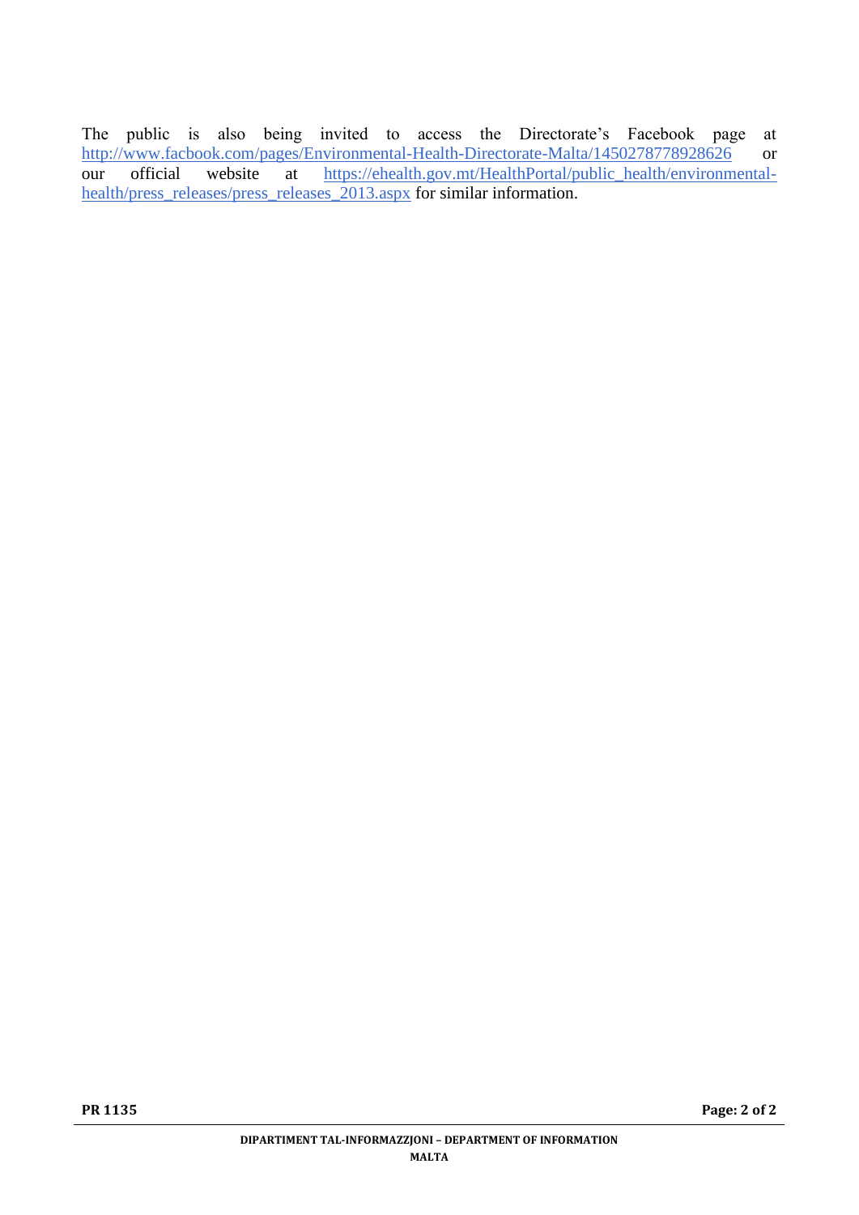The public is also being invited to access the Directorate's Facebook page at http://www.facbook.com/pages/Environmental-Health-Directorate-Malta/1450278778928626 or our official website at https://ehealth.gov.mt/HealthPortal/public_health/environmental-health/press_releases/press_releases_2013.aspx for similar information.